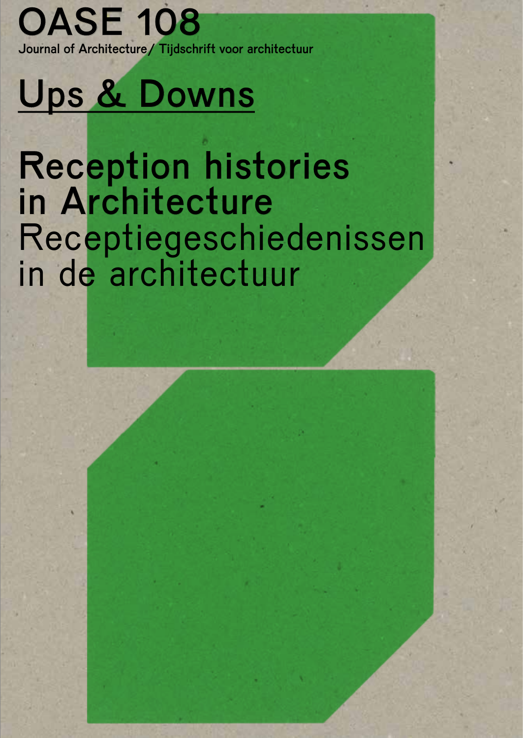# OASE 108

Journal of Architecture / Tijdschrift voor architectuur

## Ups & Downs

## Reception histories in Architecture

Receptiegeschiedenissen in de architectuur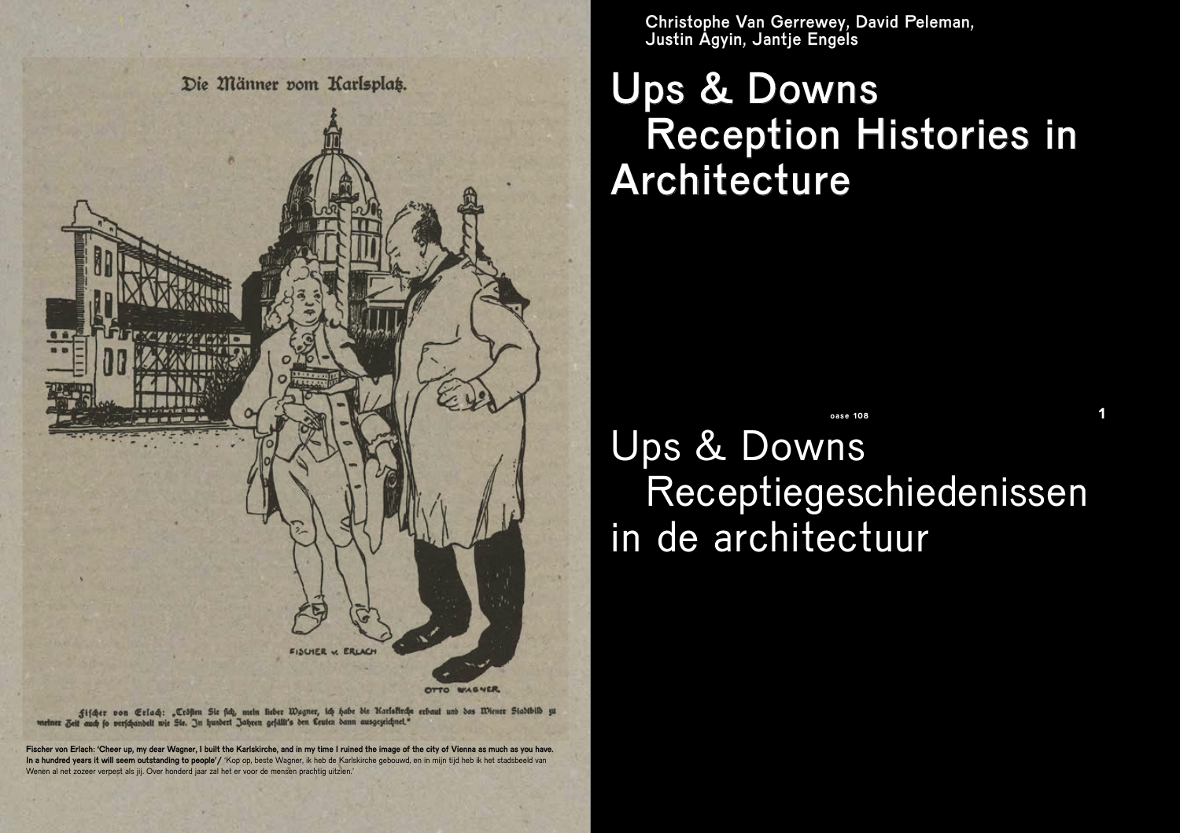Die Männer vom Karlsplatz.

Fischer von Erlach: „Trösten Sie sich, mein lieber Wagner, ich habe die Karlskirche erbaut und das Wiener Stadtbild zu meiner Zeit auch so verschandelt wie Sie. In hundert Jahren gefällt's den Leuten dann ausgezeichnet."

**Fischer von Erlach: 'Cheer up, my dear Wagner, I built the Karlskirche, and in my time I ruined the image of the city of Vienna as much as you have. In a hundred years it will seem outstanding to people'/** 'Kop op, beste Wagner, ik heb de Karlskirche gebouwd, en in mijn tijd heb ik het stadsbeeld van Wenen al net zozeer verpest als jij. Over honderd jaar zal het er voor de mensen prachtig uitzien.'

Christophe Van Gerrewey, David Peleman, Justin Agyin, Jantje Engels

# Ups & Downs Reception Histories in Architecture

# Ups & Downs Receptiegeschiedenissen in de architectuur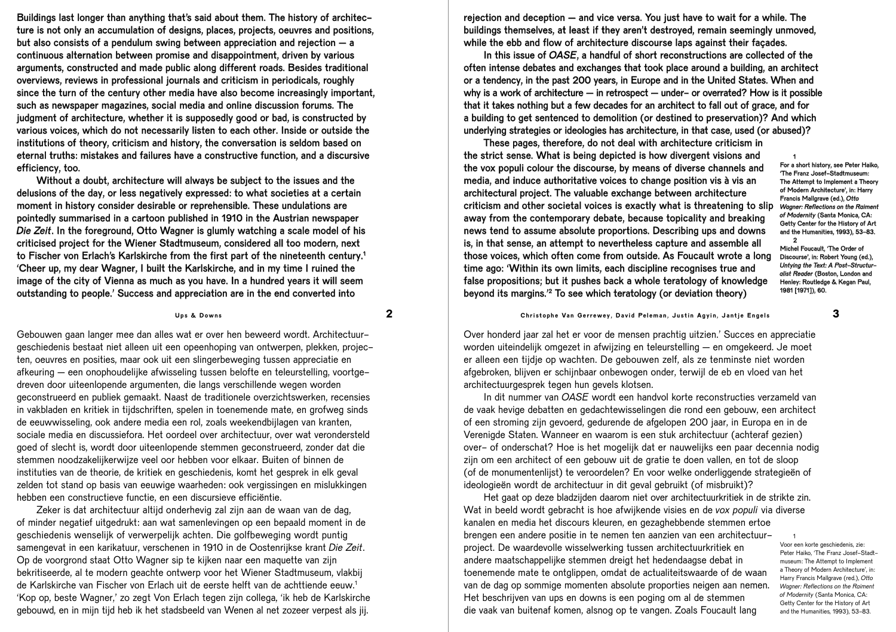Buildings last longer than anything that's said about them. The history of architecture is not only an accumulation of designs, places, projects, oeuvres and positions, but also consists of a pendulum swing between appreciation and rejection — a continuous alternation between promise and disappointment, driven by various arguments, constructed and made public along different roads. Besides traditional overviews, reviews in professional journals and criticism in periodicals, roughly since the turn of the century other media have also become increasingly important, such as newspaper magazines, social media and online discussion forums. The judgment of architecture, whether it is supposedly good or bad, is constructed by various voices, which do not necessarily listen to each other. Inside or outside the institutions of theory, criticism and history, the conversation is seldom based on eternal truths: mistakes and failures have a constructive function, and a discursive efficiency, too.

Without a doubt, architecture will always be subject to the issues and the delusions of the day, or less negatively expressed: to what societies at a certain moment in history consider desirable or reprehensible. These undulations are pointedly summarised in a cartoon published in 1910 in the Austrian newspaper *Die Zeit*. In the foreground, Otto Wagner is glumly watching a scale model of his criticised project for the Wiener Stadtmuseum, considered all too modern, next to Fischer von Erlach's Karlskirche from the first part of the nineteenth century.[1] 'Cheer up, my dear Wagner, I built the Karlskirche, and in my time I ruined the image of the city of Vienna as much as you have. In a hundred years it will seem outstanding to people.' Success and appreciation are in the end converted into rejection and deception — and vice versa. You just have to wait for a while. The buildings themselves, at least if they aren't destroyed, remain seemingly unmoved, while the ebb and flow of architecture discourse laps against their façades.

In this issue of *OASE*, a handful of short reconstructions are collected of the often intense debates and exchanges that took place around a building, an architect or a tendency, in the past 200 years, in Europe and in the United States. When and why is a work of architecture — in retrospect — under- or overrated? How is it possible that it takes nothing but a few decades for an architect to fall out of grace, and for a building to get sentenced to demolition (or destined to preservation)? And which underlying strategies or ideologies has architecture, in that case, used (or abused)?

These pages, therefore, do not deal with architecture criticism in the strict sense. What is being depicted is how divergent visions and the vox populi colour the discourse, by means of diverse channels and media, and induce authoritative voices to change position vis à vis an architectural project. The valuable exchange between architecture criticism and other societal voices is exactly what is threatening to slip away from the contemporary debate, because topicality and breaking news tend to assume absolute proportions. Describing ups and downs is, in that sense, an attempt to nevertheless capture and assemble all those voices, which often come from outside. As Foucault wrote a long time ago: 'Within its own limits, each discipline recognises true and false propositions; but it pushes back a whole teratology of knowledge beyond its margins.'[2] To see which teratology (or deviation theory)

1 For a short history, see Peter Haiko, 'The Franz Josef-Stadtmuseum: The Attempt to Implement a Theory of Modern Architecture', in: Harry Francis Mallgrave (ed.), *Otto Wagner: Reflections on the Raiment of Modernity* (Santa Monica, CA: Getty Center for the History of Art and the Humanities, 1993), 53–83.

2 Michel Foucault, 'The Order of Discourse', in: Robert Young (ed.), *Untying the Text: A Post-Structuralist Reader* (Boston, London and Henley: Routledge & Kegan Paul, 1981 [1971]), 60.

Gebouwen gaan langer mee dan alles wat er over hen beweerd wordt. Architectuurgeschiedenis bestaat niet alleen uit een opeenhoping van ontwerpen, plekken, projecten, oeuvres en posities, maar ook uit een slingerbeweging tussen appreciatie en afkeuring — een onophoudelijke afwisseling tussen belofte en teleurstelling, voortgedreven door uiteenlopende argumenten, die langs verschillende wegen worden geconstrueerd en publiek gemaakt. Naast de traditionele overzichtswerken, recensies in vakbladen en kritiek in tijdschriften, spelen in toenemende mate, en grofweg sinds de eeuwwisseling, ook andere media een rol, zoals weekendbijlagen van kranten, sociale media en discussiefora. Het oordeel over architectuur, over wat verondersteld goed of slecht is, wordt door uiteenlopende stemmen geconstrueerd, zonder dat die stemmen noodzakelijkerwijze veel oor hebben voor elkaar. Buiten of binnen de instituties van de theorie, de kritiek en geschiedenis, komt het gesprek in elk geval zelden tot stand op basis van eeuwige waarheden: ook vergissingen en mislukkingen hebben een constructieve functie, en een discursieve efficiëntie.

Zeker is dat architectuur altijd onderhevig zal zijn aan de waan van de dag, of minder negatief uitgedrukt: aan wat samenlevingen op een bepaald moment in de geschiedenis wenselijk of verwerpelijk achten. Die golfbeweging wordt puntig samengevat in een karikatuur, verschenen in 1910 in de Oostenrijkse krant *Die Zeit*. Op de voorgrond staat Otto Wagner sip te kijken naar een maquette van zijn bekritiseerde, al te modern geachte ontwerp voor het Wiener Stadtmuseum, vlakbij de Karlskirche van Fischer von Erlach uit de eerste helft van de achttiende eeuw.[1] 'Kop op, beste Wagner,' zo zegt Von Erlach tegen zijn collega, 'ik heb de Karlskirche gebouwd, en in mijn tijd heb ik het stadsbeeld van Wenen al net zozeer verpest als jij. Over honderd jaar zal het er voor de mensen prachtig uitzien.' Succes en appreciatie worden uiteindelijk omgezet in afwijzing en teleurstelling — en omgekeerd. Je moet er alleen een tijdje op wachten. De gebouwen zelf, als ze tenminste niet worden afgebroken, blijven er schijnbaar onbewogen onder, terwijl de eb en vloed van het architectuurgesprek tegen hun gevels klotsen.

In dit nummer van *OASE* wordt een handvol korte reconstructies verzameld van de vaak hevige debatten en gedachtewisselingen die rond een gebouw, een architect of een stroming zijn gevoerd, gedurende de afgelopen 200 jaar, in Europa en in de Verenigde Staten. Wanneer en waarom is een stuk architectuur (achteraf gezien) over- of onderschat? Hoe is het mogelijk dat er nauwelijks een paar decennia nodig zijn om een architect of een gebouw uit de gratie te doen vallen, en tot de sloop (of de monumentenlijst) te veroordelen? En voor welke onderliggende strategieën of ideologieën wordt de architectuur in dit geval gebruikt (of misbruikt)?

Het gaat op deze bladzijden daarom niet over architectuurkritiek in de strikte zin. Wat in beeld wordt gebracht is hoe afwijkende visies en de *vox populi* via diverse kanalen en media het discours kleuren, en gezaghebbende stemmen ertoe brengen een andere positie in te nemen ten aanzien van een architectuurproject. De waardevolle wisselwerking tussen architectuurkritiek en andere maatschappelijke stemmen dreigt het hedendaagse debat in toenemende mate te ontglippen, omdat de actualiteitswaarde of de waan van de dag op sommige momenten absolute proporties neigen aan nemen. Het beschrijven van ups en downs is een poging om al de stemmen die vaak van buitenaf komen, alsnog op te vangen. Zoals Foucault lang

1 Voor een korte geschiedenis, zie: Peter Haiko, 'The Franz Josef-Stadtmuseum: The Attempt to Implement a Theory of Modern Architecture', in: Harry Francis Mallgrave (red.), *Otto Wagner: Reflections on the Raiment of Modernity* (Santa Monica, CA: Getty Center for the History of Art and the Humanities, 1993), 53–83.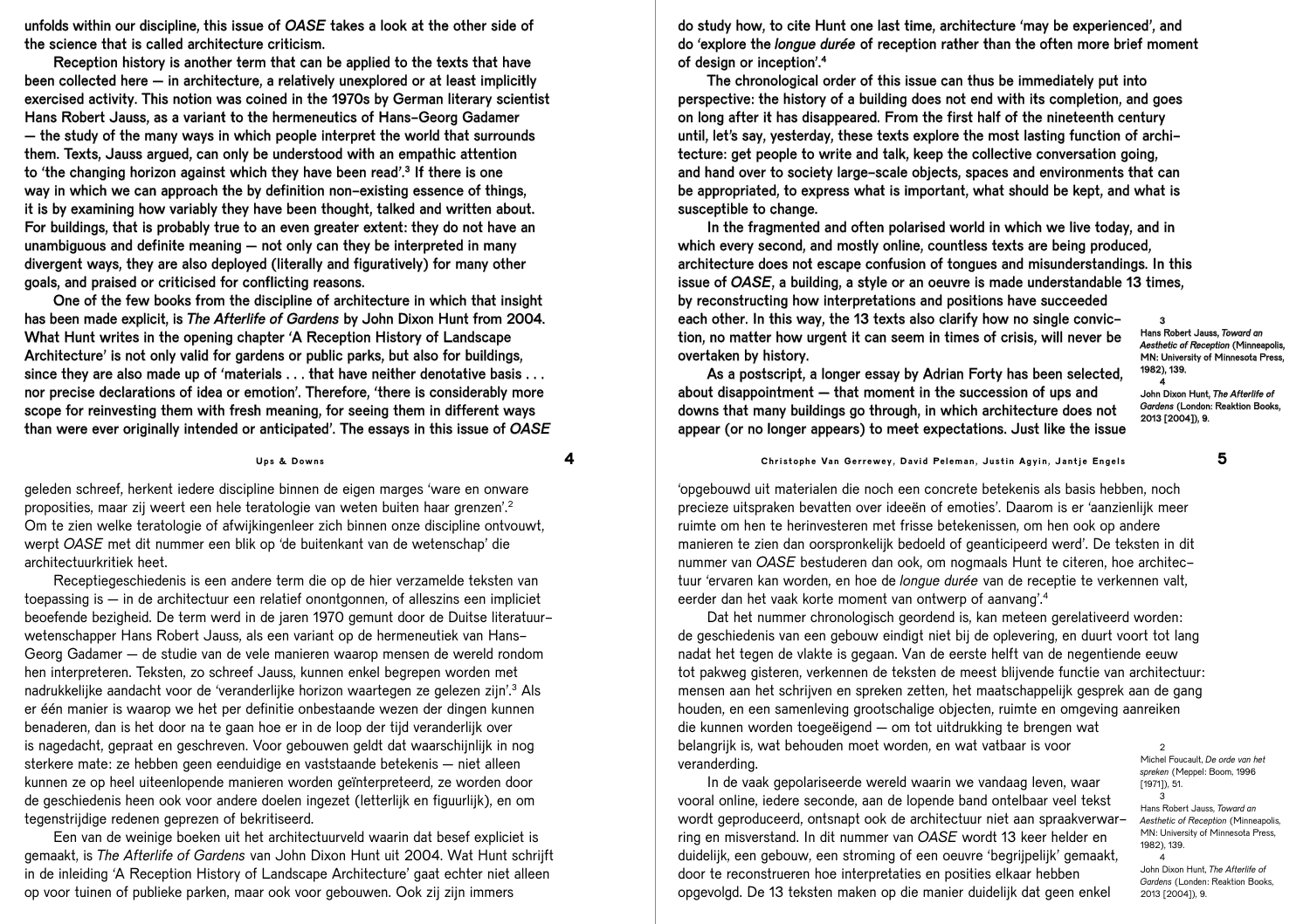unfolds within our discipline, this issue of *OASE* takes a look at the other side of the science that is called architecture criticism.

Reception history is another term that can be applied to the texts that have been collected here — in architecture, a relatively unexplored or at least implicitly exercised activity. This notion was coined in the 1970s by German literary scientist Hans Robert Jauss, as a variant to the hermeneutics of Hans-Georg Gadamer — the study of the many ways in which people interpret the world that surrounds them. Texts, Jauss argued, can only be understood with an empathic attention to 'the changing horizon against which they have been read'.[3] If there is one way in which we can approach the by definition non-existing essence of things, it is by examining how variably they have been thought, talked and written about. For buildings, that is probably true to an even greater extent: they do not have an unambiguous and definite meaning — not only can they be interpreted in many divergent ways, they are also deployed (literally and figuratively) for many other goals, and praised or criticised for conflicting reasons.

One of the few books from the discipline of architecture in which that insight has been made explicit, is *The Afterlife of Gardens* by John Dixon Hunt from 2004. What Hunt writes in the opening chapter 'A Reception History of Landscape Architecture' is not only valid for gardens or public parks, but also for buildings, since they are also made up of 'materials . . . that have neither denotative basis . . . nor precise declarations of idea or emotion'. Therefore, 'there is considerably more scope for reinvesting them with fresh meaning, for seeing them in different ways than were ever originally intended or anticipated'. The essays in this issue of *OASE* do study how, to cite Hunt one last time, architecture 'may be experienced', and do 'explore the *longue durée* of reception rather than the often more brief moment of design or inception'.[4]

The chronological order of this issue can thus be immediately put into perspective: the history of a building does not end with its completion, and goes on long after it has disappeared. From the first half of the nineteenth century until, let's say, yesterday, these texts explore the most lasting function of architecture: get people to write and talk, keep the collective conversation going, and hand over to society large-scale objects, spaces and environments that can be appropriated, to express what is important, what should be kept, and what is susceptible to change.

In the fragmented and often polarised world in which we live today, and in which every second, and mostly online, countless texts are being produced, architecture does not escape confusion of tongues and misunderstandings. In this issue of *OASE*, a building, a style or an oeuvre is made understandable 13 times, by reconstructing how interpretations and positions have succeeded each other. In this way, the 13 texts also clarify how no single conviction, no matter how urgent it can seem in times of crisis, will never be overtaken by history.

As a postscript, a longer essay by Adrian Forty has been selected, about disappointment — that moment in the succession of ups and downs that many buildings go through, in which architecture does not appear (or no longer appears) to meet expectations. Just like the issue

3
Hans Robert Jauss, *Toward an Aesthetic of Reception* (Minneapolis, MN: University of Minnesota Press, 1982), 139.

4
John Dixon Hunt, *The Afterlife of Gardens* (London: Reaktion Books, 2013 [2004]), 9.

geleden schreef, herkent iedere discipline binnen de eigen marges 'ware en onware proposities, maar zij weert een hele teratologie van weten buiten haar grenzen'.[2] Om te zien welke teratologie of afwijkingenleer zich binnen onze discipline ontvouwt, werpt *OASE* met dit nummer een blik op 'de buitenkant van de wetenschap' die architectuurkritiek heet.

Receptiegeschiedenis is een andere term die op de hier verzamelde teksten van toepassing is — in de architectuur een relatief onontgonnen, of alleszins een impliciet beoefende bezigheid. De term werd in de jaren 1970 gemunt door de Duitse literatuurwetenschapper Hans Robert Jauss, als een variant op de hermeneutiek van Hans-Georg Gadamer — de studie van de vele manieren waarop mensen de wereld rondom hen interpreteren. Teksten, zo schreef Jauss, kunnen enkel begrepen worden met nadrukkelijke aandacht voor de 'veranderlijke horizon waartegen ze gelezen zijn'.[3] Als er één manier is waarop we het per definitie onbestaande wezen der dingen kunnen benaderen, dan is het door na te gaan hoe er in de loop der tijd veranderlijk over is nagedacht, gepraat en geschreven. Voor gebouwen geldt dat waarschijnlijk in nog sterkere mate: ze hebben geen eenduidige en vaststaande betekenis — niet alleen kunnen ze op heel uiteenlopende manieren worden geïnterpreteerd, ze worden door de geschiedenis heen ook voor andere doelen ingezet (letterlijk en figuurlijk), en om tegenstrijdige redenen geprezen of bekritiseerd.

Een van de weinige boeken uit het architectuurveld waarin dat besef expliciet is gemaakt, is *The Afterlife of Gardens* van John Dixon Hunt uit 2004. Wat Hunt schrijft in de inleiding 'A Reception History of Landscape Architecture' gaat echter niet alleen op voor tuinen of publieke parken, maar ook voor gebouwen. Ook zij zijn immers 'opgebouwd uit materialen die noch een concrete betekenis als basis hebben, noch precieze uitspraken bevatten over ideeën of emoties'. Daarom is er 'aanzienlijk meer ruimte om hen te herinvesteren met frisse betekenissen, om hen ook op andere manieren te zien dan oorspronkelijk bedoeld of geanticipeerd werd'. De teksten in dit nummer van *OASE* bestuderen dan ook, om nogmaals Hunt te citeren, hoe architectuur 'ervaren kan worden, en hoe de *longue durée* van de receptie te verkennen valt, eerder dan het vaak korte moment van ontwerp of aanvang'.[4]

Dat het nummer chronologisch geordend is, kan meteen gerelativeerd worden: de geschiedenis van een gebouw eindigt niet bij de oplevering, en duurt voort tot lang nadat het tegen de vlakte is gegaan. Van de eerste helft van de negentiende eeuw tot pakweg gisteren, verkennen de teksten de meest blijvende functie van architectuur: mensen aan het schrijven en spreken zetten, het maatschappelijk gesprek aan de gang houden, en een samenleving grootschalige objecten, ruimte en omgeving aanreiken die kunnen worden toegeëigend — om tot uitdrukking te brengen wat belangrijk is, wat behouden moet worden, en wat vatbaar is voor verandering.

In de vaak gepolariseerde wereld waarin we vandaag leven, waar vooral online, iedere seconde, aan de lopende band ontelbaar veel tekst wordt geproduceerd, ontsnapt ook de architectuur niet aan spraakverwarring en misverstand. In dit nummer van *OASE* wordt 13 keer helder en duidelijk, een gebouw, een stroming of een oeuvre 'begrijpelijk' gemaakt, door te reconstrueren hoe interpretaties en posities elkaar hebben opgevolgd. De 13 teksten maken op die manier duidelijk dat geen enkel

2
Michel Foucault, *De orde van het spreken* (Meppel: Boom, 1996 [1971]), 51.

3
Hans Robert Jauss, *Toward an Aesthetic of Reception* (Minneapolis, MN: University of Minnesota Press, 1982), 139.

4
John Dixon Hunt, *The Afterlife of Gardens* (Londen: Reaktion Books, 2013 [2004]), 9.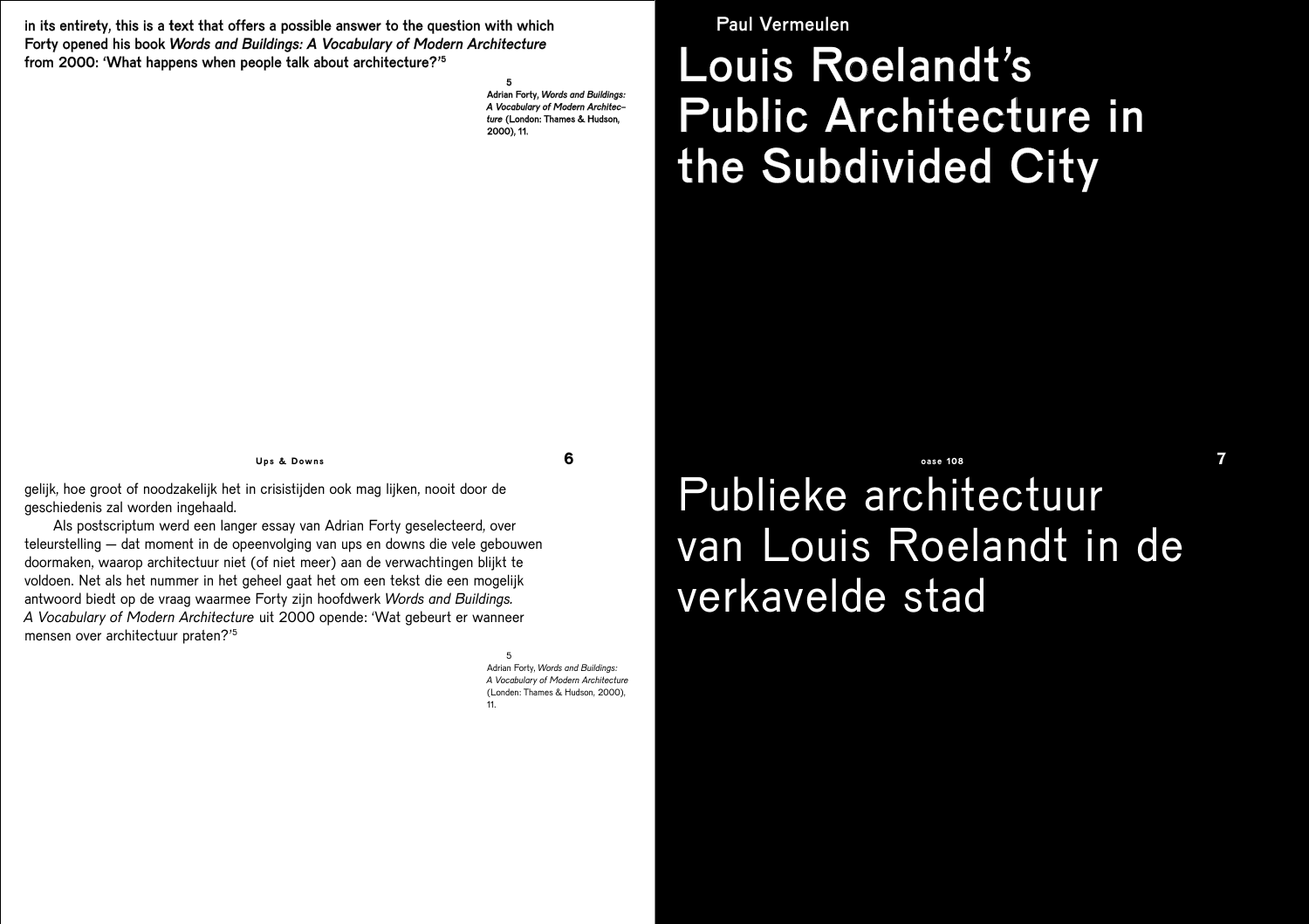in its entirety, this is a text that offers a possible answer to the question with which Forty opened his book *Words and Buildings: A Vocabulary of Modern Architecture* from 2000: 'What happens when people talk about architecture?'[5]

5
Adrian Forty, *Words and Buildings: A Vocabulary of Modern Architecture* (London: Thames & Hudson, 2000), 11.

gelijk, hoe groot of noodzakelijk het in crisistijden ook mag lijken, nooit door de geschiedenis zal worden ingehaald.

Als postscriptum werd een langer essay van Adrian Forty geselecteerd, over teleurstelling — dat moment in de opeenvolging van ups en downs die vele gebouwen doormaken, waarop architectuur niet (of niet meer) aan de verwachtingen blijkt te voldoen. Net als het nummer in het geheel gaat het om een tekst die een mogelijk antwoord biedt op de vraag waarmee Forty zijn hoofdwerk *Words and Buildings. A Vocabulary of Modern Architecture* uit 2000 opende: 'Wat gebeurt er wanneer mensen over architectuur praten?'[5]

5
Adrian Forty, *Words and Buildings: A Vocabulary of Modern Architecture* (Londen: Thames & Hudson, 2000), 11.

Paul Vermeulen

# Louis Roelandt's Public Architecture in the Subdivided City

# Publieke architectuur van Louis Roelandt in de verkavelde stad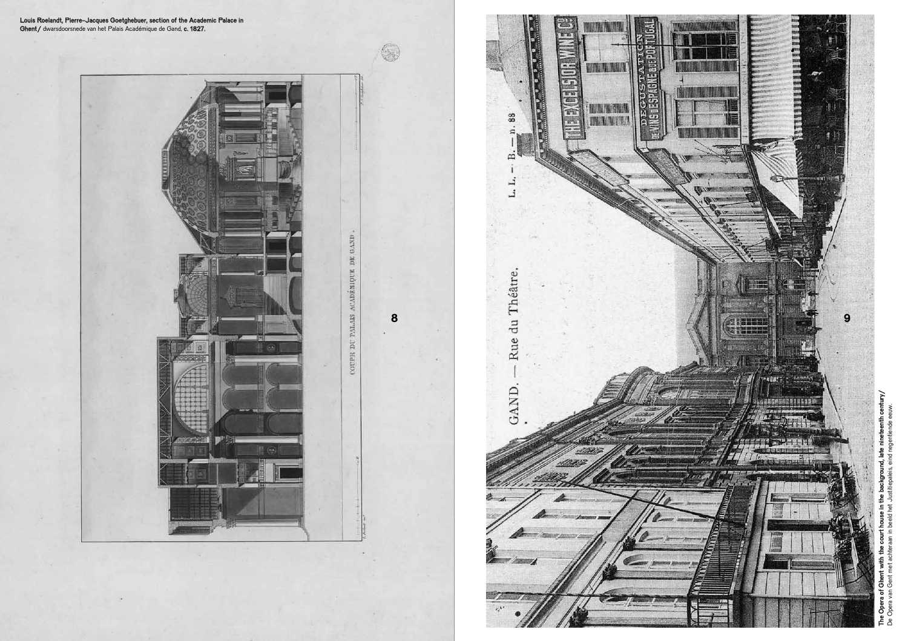**Louis Roelandt, Pierre-Jacques Goetghebuer, section of the Academic Palace in Ghent /** dwarsdoorsnede van het Palais Académique de Gand, **c. 1827.**

8

9

**The Opera of Ghent with the court house in the background, late nineteenth century/**
De Opera van Gent met achteraan in beeld het Justitiepaleis, eind negentiende eeuw.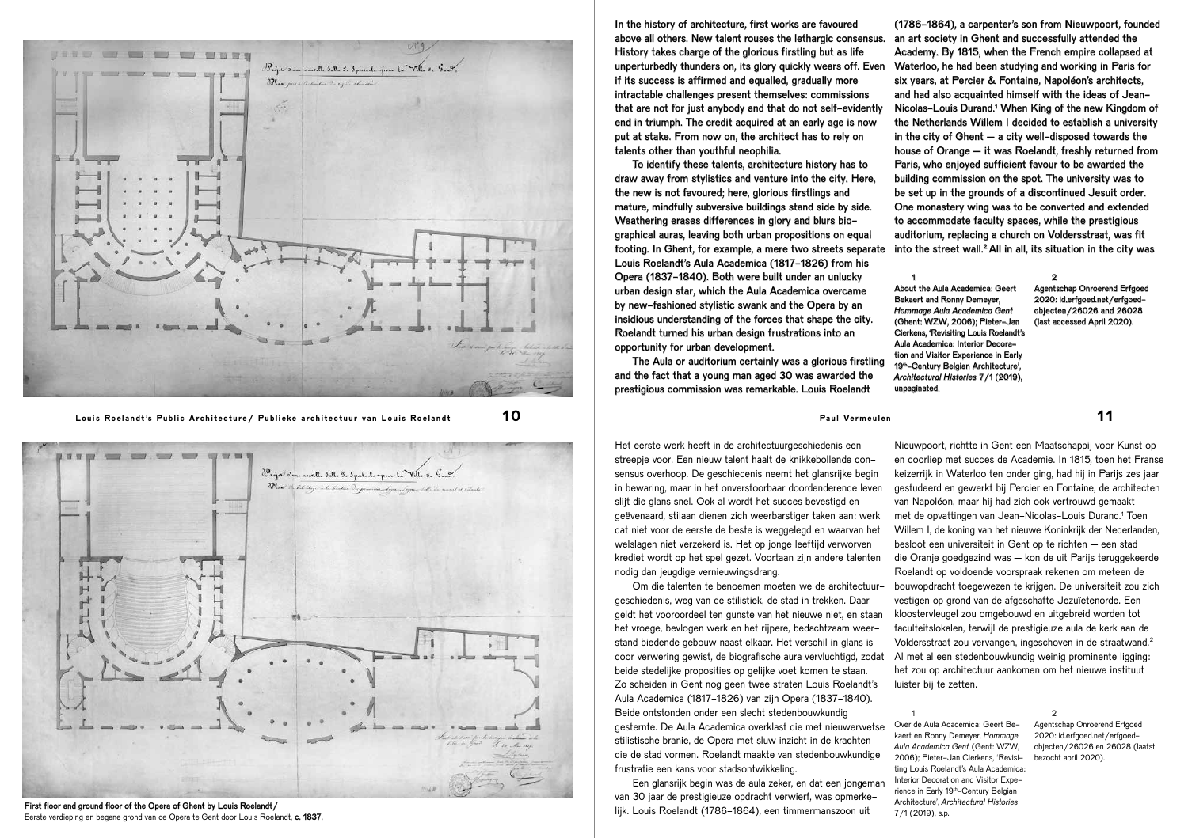In the history of architecture, first works are favoured above all others. New talent rouses the lethargic consensus. History takes charge of the glorious firstling but as life unperturbedly thunders on, its glory quickly wears off. Even if its success is affirmed and equalled, gradually more intractable challenges present themselves: commissions that are not for just anybody and that do not self-evidently end in triumph. The credit acquired at an early age is now put at stake. From now on, the architect has to rely on talents other than youthful neophilia.

To identify these talents, architecture history has to draw away from stylistics and venture into the city. Here, the new is not favoured; here, glorious firstlings and mature, mindfully subversive buildings stand side by side. Weathering erases differences in glory and blurs biographical auras, leaving both urban propositions on equal footing. In Ghent, for example, a mere two streets separate Louis Roelandt's Aula Academica (1817–1826) from his Opera (1837–1840). Both were built under an unlucky urban design star, which the Aula Academica overcame by new-fashioned stylistic swank and the Opera by an insidious understanding of the forces that shape the city. Roelandt turned his urban design frustrations into an opportunity for urban development.

The Aula or auditorium certainly was a glorious firstling and the fact that a young man aged 30 was awarded the prestigious commission was remarkable. Louis Roelandt (1786–1864), a carpenter's son from Nieuwpoort, founded an art society in Ghent and successfully attended the Academy. By 1815, when the French empire collapsed at Waterloo, he had been studying and working in Paris for six years, at Percier & Fontaine, Napoléon's architects, and had also acquainted himself with the ideas of Jean-Nicolas-Louis Durand.[1] When King of the new Kingdom of the Netherlands Willem I decided to establish a university in the city of Ghent — a city well-disposed towards the house of Orange — it was Roelandt, freshly returned from Paris, who enjoyed sufficient favour to be awarded the building commission on the spot. The university was to be set up in the grounds of a discontinued Jesuit order. One monastery wing was to be converted and extended to accommodate faculty spaces, while the prestigious auditorium, replacing a church on Voldersstraat, was fit into the street wall.[2] All in all, its situation in the city was

1 About the Aula Academica: Geert Bekaert and Ronny Demeyer, *Hommage Aula Academica Gent* (Ghent: WZW, 2006); Pieter-Jan Cierkens, 'Revisiting Louis Roelandt's Aula Academica: Interior Decoration and Visitor Experience in Early 19th-Century Belgian Architecture', *Architectural Histories* 7/1 (2019), unpaginated.

2 Agentschap Onroerend Erfgoed 2020: id.erfgoed.net/erfgoed-objecten/26026 and 26028 (last accessed April 2020).

Het eerste werk heeft in de architectuurgeschiedenis een streepje voor. Een nieuw talent haalt de knikkebollende consensus overhoop. De geschiedenis neemt het glansrijke begin in bewaring, maar in het onverstoorbaar doordenderende leven slijt die glans snel. Ook al wordt het succes bevestigd en geëvenaard, stilaan dienen zich weerbarstiger taken aan: werk dat niet voor de eerste de beste is weggelegd en waarvan het welslagen niet verzekerd is. Het op jonge leeftijd verworven krediet wordt op het spel gezet. Voortaan zijn andere talenten nodig dan jeugdige vernieuwingsdrang.

Om die talenten te benoemen moeten we de architectuurgeschiedenis, weg van de stilistiek, de stad in trekken. Daar geldt het vooroordeel ten gunste van het nieuwe niet, en staan het vroege, bevlogen werk en het rijpere, bedachtzaam weerstand biedende gebouw naast elkaar. Het verschil in glans is door verwering gewist, de biografische aura vervluchtigd, zodat beide stedelijke proposities op gelijke voet komen te staan. Zo scheiden in Gent nog geen twee straten Louis Roelandt's Aula Academica (1817–1826) van zijn Opera (1837–1840). Beide ontstonden onder een slecht stedenbouwkundig gesternte. De Aula Academica overklast die met nieuwerwetse stilistische branie, de Opera met sluw inzicht in de krachten die de stad vormen. Roelandt maakte van stedenbouwkundige frustratie een kans voor stadsontwikkeling.

Een glansrijk begin was de aula zeker, en dat een jongeman van 30 jaar de prestigieuze opdracht verwierf, was opmerkelijk. Louis Roelandt (1786–1864), een timmermanszoon uit Nieuwpoort, richtte in Gent een Maatschappij voor Kunst op en doorliep met succes de Academie. In 1815, toen het Franse keizerrijk in Waterloo ten onder ging, had hij in Parijs zes jaar gestudeerd en gewerkt bij Percier en Fontaine, de architecten van Napoléon, maar hij had zich ook vertrouwd gemaakt met de opvattingen van Jean-Nicolas-Louis Durand.[1] Toen Willem I, de koning van het nieuwe Koninkrijk der Nederlanden, besloot een universiteit in Gent op te richten — een stad die Oranje goedgezind was — kon de uit Parijs teruggekeerde Roelandt op voldoende voorspraak rekenen om meteen de bouwopdracht toegewezen te krijgen. De universiteit zou zich vestigen op grond van de afgeschafte Jezuïetenorde. Een kloostervleugel zou omgebouwd en uitgebreid worden tot faculteitslokalen, terwijl de prestigieuze aula de kerk aan de Voldersstraat zou vervangen, ingeschoven in de straatwand.[2] Al met al een stedenbouwkundig weinig prominente ligging: het zou op architectuur aankomen om het nieuwe instituut luister bij te zetten.

1 Over de Aula Academica: Geert Bekaert en Ronny Demeyer, *Hommage Aula Academica Gent* (Gent: WZW, 2006); Pieter-Jan Cierkens, 'Revisiting Louis Roelandt's Aula Academica: Interior Decoration and Visitor Experience in Early 19th-Century Belgian Architecture', *Architectural Histories* 7/1 (2019), s.p.

2 Agentschap Onroerend Erfgoed 2020: id.erfgoed.net/erfgoed-objecten/26026 en 26028 (laatst bezocht april 2020).

**First floor and ground floor of the Opera of Ghent by Louis Roelandt/**
Eerste verdieping en begane grond van de Opera te Gent door Louis Roelandt, **c. 1837.**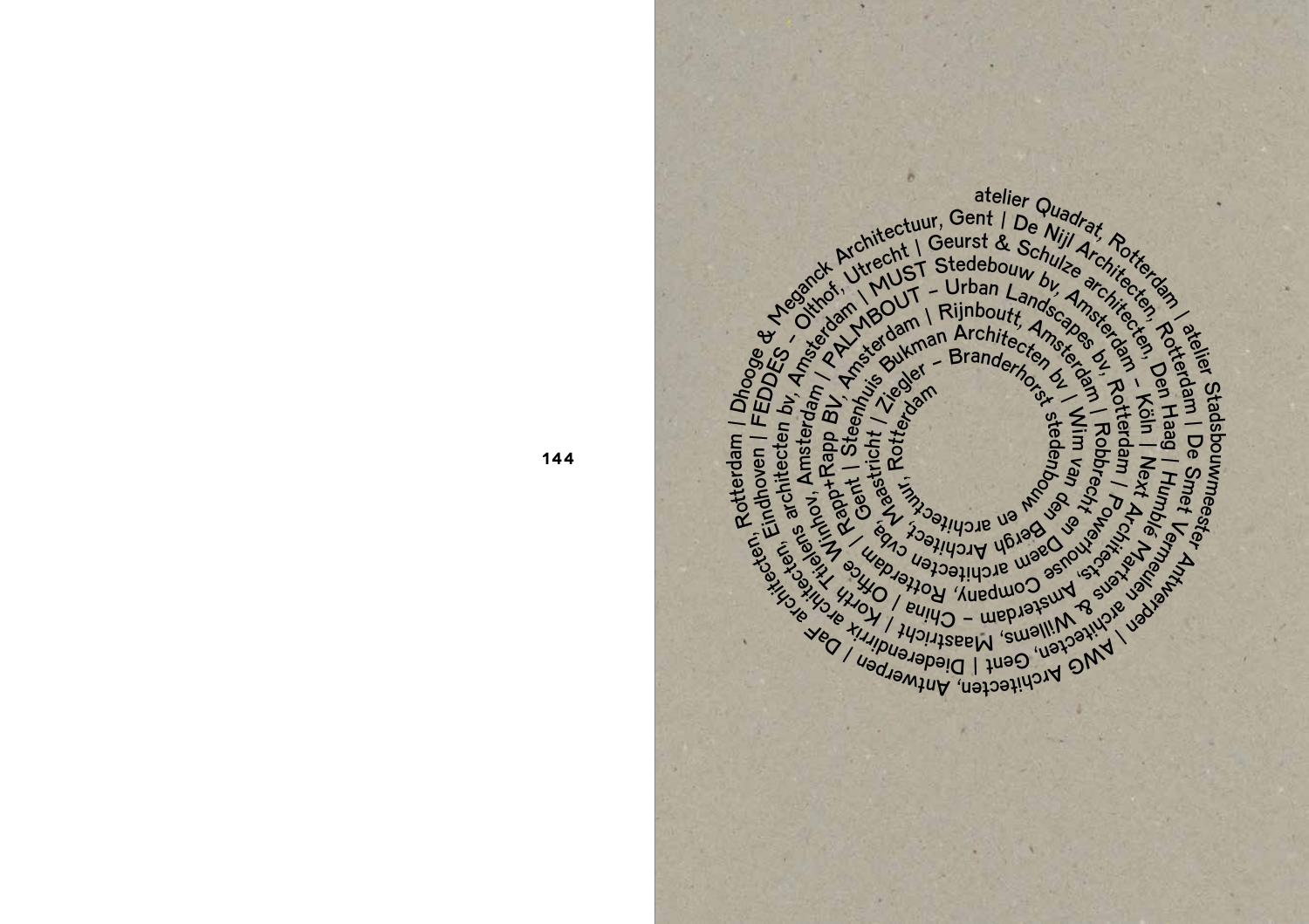atelier Quadrat, Rotterdam | atelier Stadsbouwmeester Antwerpen | AWG Architecten, Antwerpen | DaF architecten, Rotterdam | Dhooge & Meganck Architectuur, Gent | De Nijl Architecten, Rotterdam | De Smet Vermeulen architecten, Gent | Diederendirrix architecten, Eindhoven | FEDDES – Olthof, Utrecht | Geurst & Schulze architecten, Den Haag | Humblé Martens & Willems, Maastricht | Korth Tielens architecten bv, Amsterdam | MUST Stedebouw bv, Amsterdam – Köln | Next Architects, Amsterdam – China | Office Winhov, Amsterdam | PALMBOUT – Urban Landscapes bv, Rotterdam | Powerhouse Company, Rotterdam | Rapp+Rapp BV, Amsterdam | Rijnboutt, Amsterdam | Robbrecht en Daem architecten cvba, Gent | Steenhuis Bukman Architecten bv | Wim van den Bergh Architect, Maastricht | Ziegler – Branderhorst stedenbouw en architectuur, Rotterdam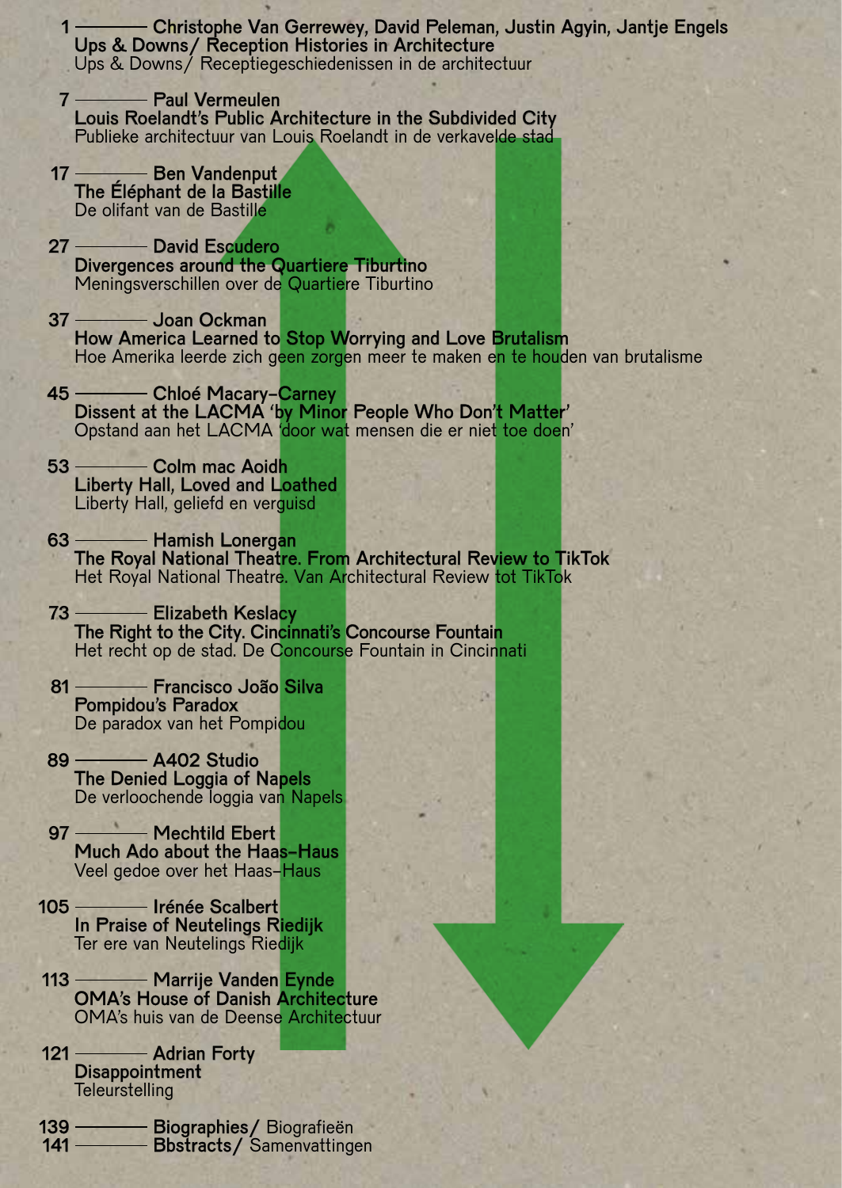1 ——— **Christophe Van Gerrewey, David Peleman, Justin Agyin, Jantje Engels**
**Ups & Downs/ Reception Histories in Architecture**
Ups & Downs/ Receptiegeschiedenissen in de architectuur

7 ——— **Paul Vermeulen**
**Louis Roelandt's Public Architecture in the Subdivided City**
Publieke architectuur van Louis Roelandt in de verkavelde stad

17 ——— **Ben Vandenput**
**The Éléphant de la Bastille**
De olifant van de Bastille

27 ——— **David Escudero**
**Divergences around the Quartiere Tiburtino**
Meningsverschillen over de Quartiere Tiburtino

37 ——— **Joan Ockman**
**How America Learned to Stop Worrying and Love Brutalism**
Hoe Amerika leerde zich geen zorgen meer te maken en te houden van brutalisme

45 ——— **Chloé Macary–Carney**
**Dissent at the LACMA 'by Minor People Who Don't Matter'**
Opstand aan het LACMA 'door wat mensen die er niet toe doen'

53 ——— **Colm mac Aoidh**
**Liberty Hall, Loved and Loathed**
Liberty Hall, geliefd en verguisd

63 ——— **Hamish Lonergan**
**The Royal National Theatre. From Architectural Review to TikTok**
Het Royal National Theatre. Van Architectural Review tot TikTok

73 ——— **Elizabeth Keslacy**
**The Right to the City. Cincinnati's Concourse Fountain**
Het recht op de stad. De Concourse Fountain in Cincinnati

81 ——— **Francisco João Silva**
**Pompidou's Paradox**
De paradox van het Pompidou

89 ——— **A402 Studio**
**The Denied Loggia of Napels**
De verloochende loggia van Napels

97 ——— **Mechtild Ebert**
**Much Ado about the Haas–Haus**
Veel gedoe over het Haas–Haus

105 ——— **Irénée Scalbert**
**In Praise of Neutelings Riedijk**
Ter ere van Neutelings Riedijk

113 ——— **Marrije Vanden Eynde**
**OMA's House of Danish Architecture**
OMA's huis van de Deense Architectuur

121 ——— **Adrian Forty**
**Disappointment**
Teleurstelling

139 ——— **Biographies/** Biografieën
141 ——— **Bbstracts/** Samenvattingen